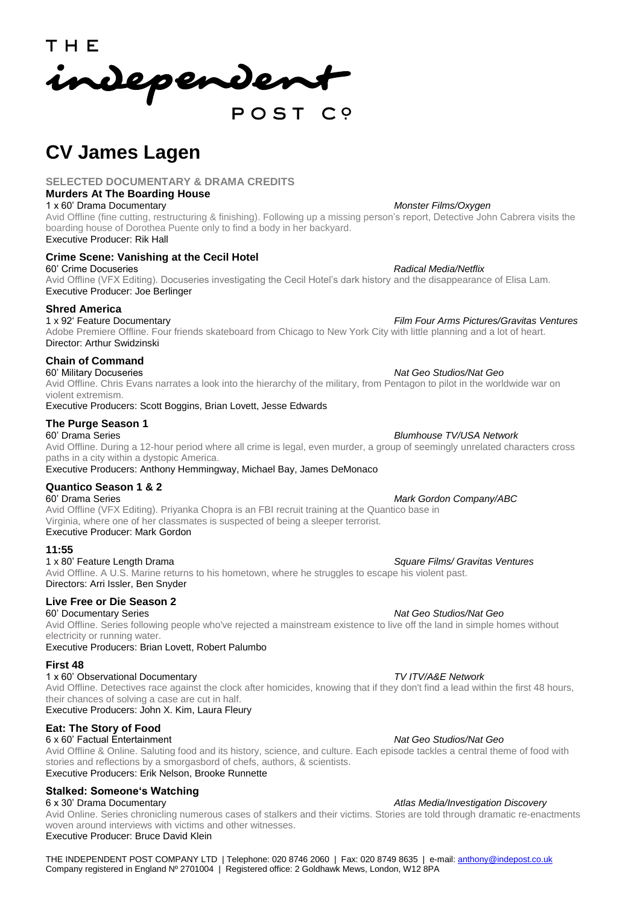THE independent POST Cº

# CV James Lagen

## SELECTED DOCUMENTARY & DRAMA CREDITS

### Murders At The Boarding House

1 x 60' Drama Documentary *Monster Films/Oxygen*

Avid Offline (fine cutting, restructuring & finishing). Following up a missing person's report, Detective John Cabrera visits the boarding house of Dorothea Puente only to find a body in her backyard.

Executive Producer: Rik Hall

### Crime Scene: Vanishing at the Cecil Hotel

60' Crime Docuseries *Radical Media/Netflix*

Avid Offline (VFX Editing). Docuseries investigating the Cecil Hotel's dark history and the disappearance of Elisa Lam.

Executive Producer: Joe Berlinger

### Shred America

1 x 92' Feature Documentary *Film Four Arms Pictures/Gravitas Ventures*

Adobe Premiere Offline. Four friends skateboard from Chicago to New York City with little planning and a lot of heart.

Director: Arthur Swidzinski

### Chain of Command

60' Military Docuseries *Nat Geo Studios/Nat Geo*

Avid Offline. Chris Evans narrates a look into the hierarchy of the military, from Pentagon to pilot in the worldwide war on violent extremism.

Executive Producers: Scott Boggins, Brian Lovett, Jesse Edwards

### The Purge Season 1

60' Drama Series *Blumhouse TV/USA Network*

Avid Offline. During a 12-hour period where all crime is legal, even murder, a group of seemingly unrelated characters cross paths in a city within a dystopic America.

Executive Producers: Anthony Hemmingway, Michael Bay, James DeMonaco

### Quantico Season 1 & 2

60' Drama Series *Mark Gordon Company/ABC*

Avid Offline (VFX Editing). Priyanka Chopra is an FBI recruit training at the Quantico base in Virginia, where one of her classmates is suspected of being a sleeper terrorist.

Executive Producer: Mark Gordon

### 11:55

1 x 80' Feature Length Drama *Square Films/ Gravitas Ventures*

Avid Offline. A U.S. Marine returns to his hometown, where he struggles to escape his violent past.

Directors: Arri Issler, Ben Snyder

### Live Free or Die Season 2

60' Documentary Series *Nat Geo Studios/Nat Geo*

Avid Offline. Series following people who've rejected a mainstream existence to live off the land in simple homes without electricity or running water.

Executive Producers: Brian Lovett, Robert Palumbo

### First 48

1 x 60' Observational Documentary *TV ITV/A&E Network*

Avid Offline. Detectives race against the clock after homicides, knowing that if they don't find a lead within the first 48 hours, their chances of solving a case are cut in half.

Executive Producers: John X. Kim, Laura Fleury

### Eat: The Story of Food

6 x 60' Factual Entertainment *Nat Geo Studios/Nat Geo*

Avid Offline & Online. Saluting food and its history, science, and culture. Each episode tackles a central theme of food with stories and reflections by a smorgasbord of chefs, authors, & scientists.

Executive Producers: Erik Nelson, Brooke Runnette

### Stalked: Someone's Watching

6 x 30' Drama Documentary *Atlas Media/Investigation Discovery*

Avid Online. Series chronicling numerous cases of stalkers and their victims. Stories are told through dramatic re-enactments woven around interviews with victims and other witnesses.

Executive Producer: Bruce David Klein

THE INDEPENDENT POST COMPANY LTD | Telephone: 020 8746 2060 | Fax: 020 8749 8635 | e-mail: anthony@indepost.co.uk
Company registered in England Nº 2701004 | Registered office: 2 Goldhawk Mews, London, W12 8PA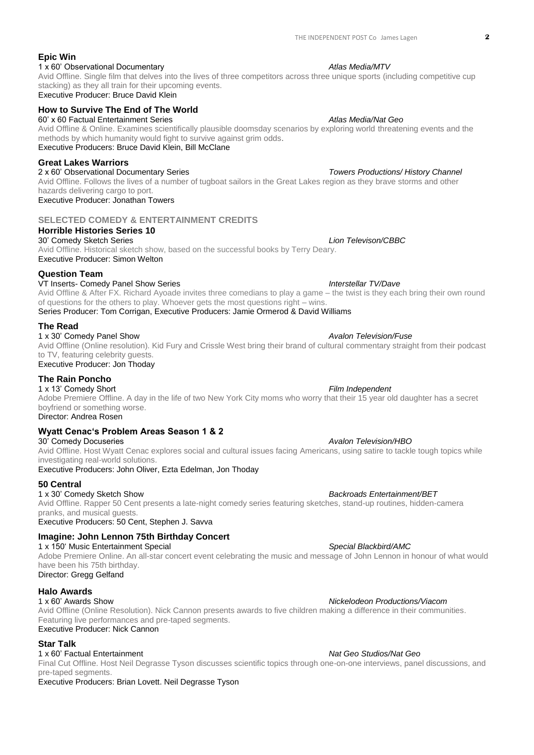### Epic Win

1 x 60' Observational Documentary *Atlas Media/MTV*

Avid Offline. Single film that delves into the lives of three competitors across three unique sports (including competitive cup stacking) as they all train for their upcoming events.

Executive Producer: Bruce David Klein

### How to Survive The End of The World

60' x 60 Factual Entertainment Series *Atlas Media/Nat Geo*

Avid Offline & Online. Examines scientifically plausible doomsday scenarios by exploring world threatening events and the methods by which humanity would fight to survive against grim odds.

Executive Producers: Bruce David Klein, Bill McClane

### Great Lakes Warriors

2 x 60' Observational Documentary Series *Towers Productions/ History Channel*

Avid Offline. Follows the lives of a number of tugboat sailors in the Great Lakes region as they brave storms and other hazards delivering cargo to port.

Executive Producer: Jonathan Towers

## SELECTED COMEDY & ENTERTAINMENT CREDITS

### Horrible Histories Series 10

30' Comedy Sketch Series *Lion Televison/CBBC*

Avid Offline. Historical sketch show, based on the successful books by Terry Deary.

Executive Producer: Simon Welton

### Question Team

VT Inserts- Comedy Panel Show Series *Interstellar TV/Dave*

Avid Offline & After FX. Richard Ayoade invites three comedians to play a game – the twist is they each bring their own round of questions for the others to play. Whoever gets the most questions right – wins.

Series Producer: Tom Corrigan, Executive Producers: Jamie Ormerod & David Williams

### The Read

1 x 30' Comedy Panel Show *Avalon Television/Fuse*

Avid Offline (Online resolution). Kid Fury and Crissle West bring their brand of cultural commentary straight from their podcast to TV, featuring celebrity guests.

Executive Producer: Jon Thoday

### The Rain Poncho

1 x 13' Comedy Short *Film Independent*

Adobe Premiere Offline. A day in the life of two New York City moms who worry that their 15 year old daughter has a secret boyfriend or something worse.

Director: Andrea Rosen

### Wyatt Cenac's Problem Areas Season 1 & 2

30' Comedy Docuseries *Avalon Television/HBO*

Avid Offline. Host Wyatt Cenac explores social and cultural issues facing Americans, using satire to tackle tough topics while investigating real-world solutions.

Executive Producers: John Oliver, Ezta Edelman, Jon Thoday

### 50 Central

1 x 30' Comedy Sketch Show *Backroads Entertainment/BET*

Avid Offline. Rapper 50 Cent presents a late-night comedy series featuring sketches, stand-up routines, hidden-camera pranks, and musical guests.

Executive Producers: 50 Cent, Stephen J. Savva

### Imagine: John Lennon 75th Birthday Concert

1 x 150' Music Entertainment Special *Special Blackbird/AMC*

Adobe Premiere Online. An all-star concert event celebrating the music and message of John Lennon in honour of what would have been his 75th birthday.

Director: Gregg Gelfand

### Halo Awards

1 x 60' Awards Show *Nickelodeon Productions/Viacom*

Avid Offline (Online Resolution). Nick Cannon presents awards to five children making a difference in their communities. Featuring live performances and pre-taped segments.

Executive Producer: Nick Cannon

### Star Talk

1 x 60' Factual Entertainment *Nat Geo Studios/Nat Geo*

Final Cut Offline. Host Neil Degrasse Tyson discusses scientific topics through one-on-one interviews, panel discussions, and pre-taped segments.

Executive Producers: Brian Lovett. Neil Degrasse Tyson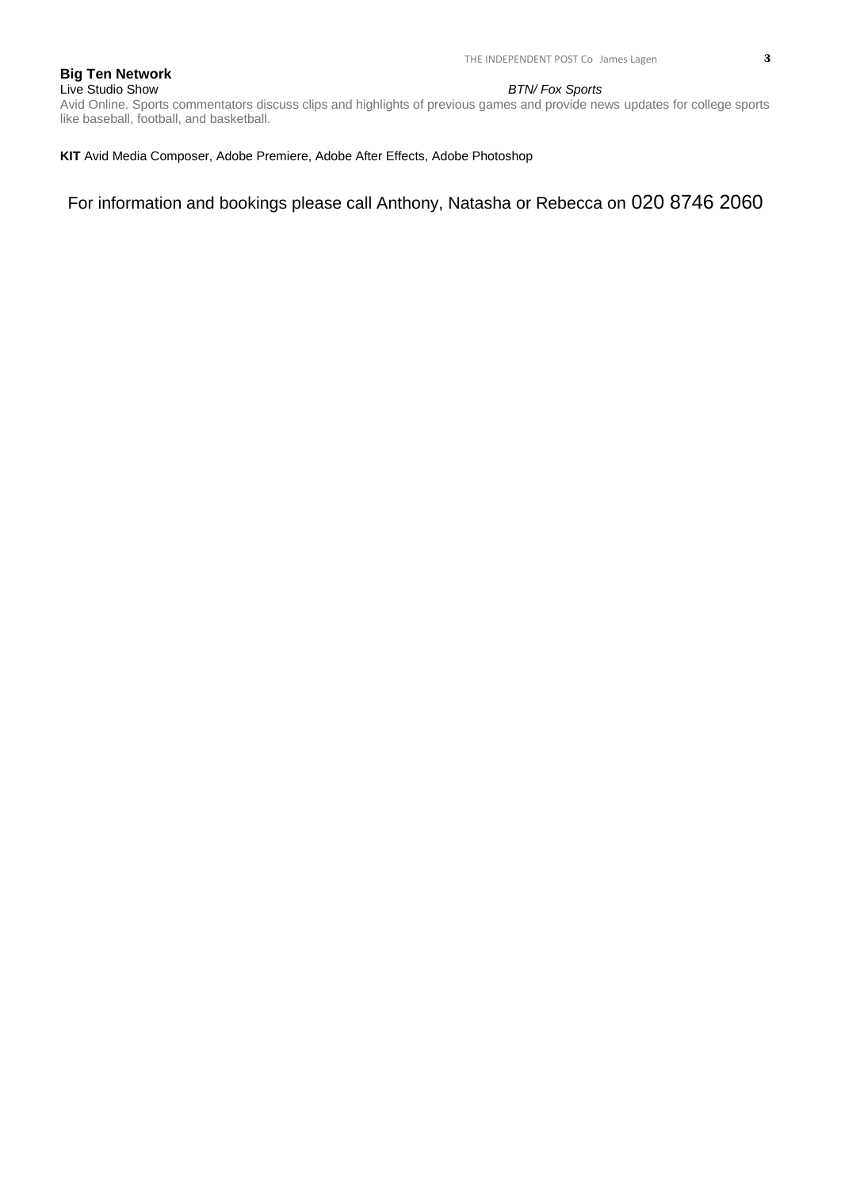**Big Ten Network**

Live Studio Show *BTN/ Fox Sports*

Avid Online. Sports commentators discuss clips and highlights of previous games and provide news updates for college sports like baseball, football, and basketball.

**KIT** Avid Media Composer, Adobe Premiere, Adobe After Effects, Adobe Photoshop

For information and bookings please call Anthony, Natasha or Rebecca on 020 8746 2060